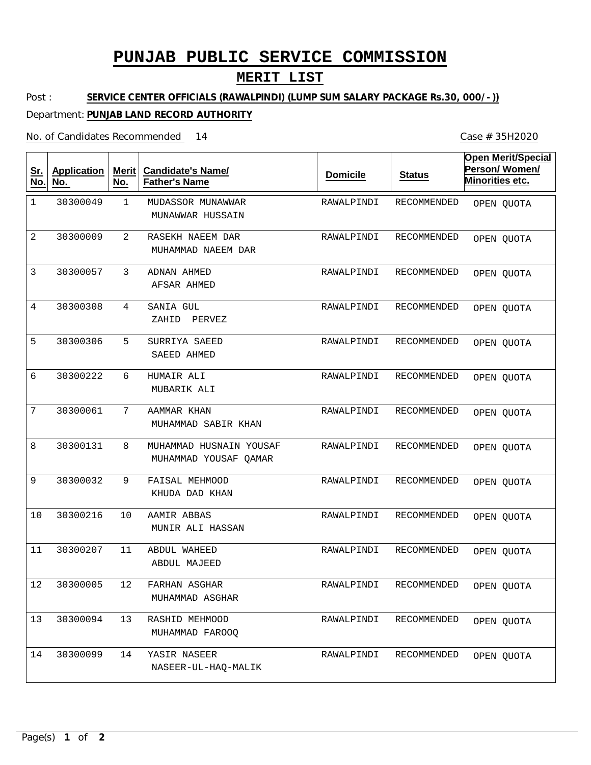# PUNJAB PUBLIC SERVICE COMMISSION

## MERIT LIST

Post : **SERVICE CENTER OFFICIALS (RAWALPINDI) (LUMP SUM SALARY PACKAGE Rs.30, 000/-))**

Department: **PUNJAB LAND RECORD AUTHORITY**

No. of Candidates Recommended 14

Case # 35H2020

| Sr. No. | Application No. | Merit No. | Candidate's Name/ Father's Name | Domicile | Status | Open Merit/Special Person/ Women/ Minorities etc. |
|---|---|---|---|---|---|---|
| 1 | 30300049 | 1 | MUDASSOR MUNAWWAR<br>MUNAWWAR HUSSAIN | RAWALPINDI | RECOMMENDED | OPEN QUOTA |
| 2 | 30300009 | 2 | RASEKH NAEEM DAR<br>MUHAMMAD NAEEM DAR | RAWALPINDI | RECOMMENDED | OPEN QUOTA |
| 3 | 30300057 | 3 | ADNAN AHMED<br>AFSAR AHMED | RAWALPINDI | RECOMMENDED | OPEN QUOTA |
| 4 | 30300308 | 4 | SANIA GUL<br>ZAHID PERVEZ | RAWALPINDI | RECOMMENDED | OPEN QUOTA |
| 5 | 30300306 | 5 | SURRIYA SAEED<br>SAEED AHMED | RAWALPINDI | RECOMMENDED | OPEN QUOTA |
| 6 | 30300222 | 6 | HUMAIR ALI<br>MUBARIK ALI | RAWALPINDI | RECOMMENDED | OPEN QUOTA |
| 7 | 30300061 | 7 | AAMMAR KHAN<br>MUHAMMAD SABIR KHAN | RAWALPINDI | RECOMMENDED | OPEN QUOTA |
| 8 | 30300131 | 8 | MUHAMMAD HUSNAIN YOUSAF<br>MUHAMMAD YOUSAF QAMAR | RAWALPINDI | RECOMMENDED | OPEN QUOTA |
| 9 | 30300032 | 9 | FAISAL MEHMOOD<br>KHUDA DAD KHAN | RAWALPINDI | RECOMMENDED | OPEN QUOTA |
| 10 | 30300216 | 10 | AAMIR ABBAS<br>MUNIR ALI HASSAN | RAWALPINDI | RECOMMENDED | OPEN QUOTA |
| 11 | 30300207 | 11 | ABDUL WAHEED<br>ABDUL MAJEED | RAWALPINDI | RECOMMENDED | OPEN QUOTA |
| 12 | 30300005 | 12 | FARHAN ASGHAR<br>MUHAMMAD ASGHAR | RAWALPINDI | RECOMMENDED | OPEN QUOTA |
| 13 | 30300094 | 13 | RASHID MEHMOOD<br>MUHAMMAD FAROOQ | RAWALPINDI | RECOMMENDED | OPEN QUOTA |
| 14 | 30300099 | 14 | YASIR NASEER<br>NASEER-UL-HAQ-MALIK | RAWALPINDI | RECOMMENDED | OPEN QUOTA |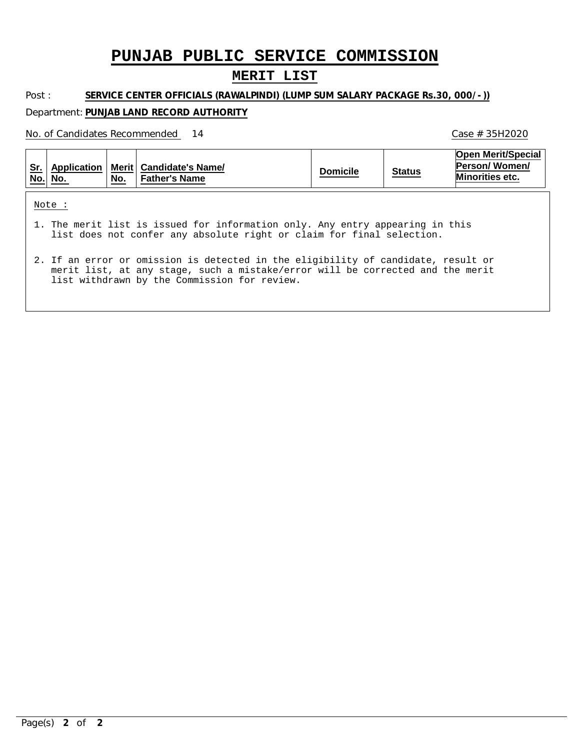# PUNJAB PUBLIC SERVICE COMMISSION

## MERIT LIST

Post : **SERVICE CENTER OFFICIALS (RAWALPINDI) (LUMP SUM SALARY PACKAGE Rs.30, 000/-))**

Department: **PUNJAB LAND RECORD AUTHORITY**

No. of Candidates Recommended 14

Case # 35H2020

| Sr. No. | Application No. | Merit No. | Candidate's Name/ Father's Name | Domicile | Status | Open Merit/Special Person/ Women/ Minorities etc. |
|---|---|---|---|---|---|---|

Note :

1. The merit list is issued for information only. Any entry appearing in this list does not confer any absolute right or claim for final selection.

2. If an error or omission is detected in the eligibility of candidate, result or merit list, at any stage, such a mistake/error will be corrected and the merit list withdrawn by the Commission for review.